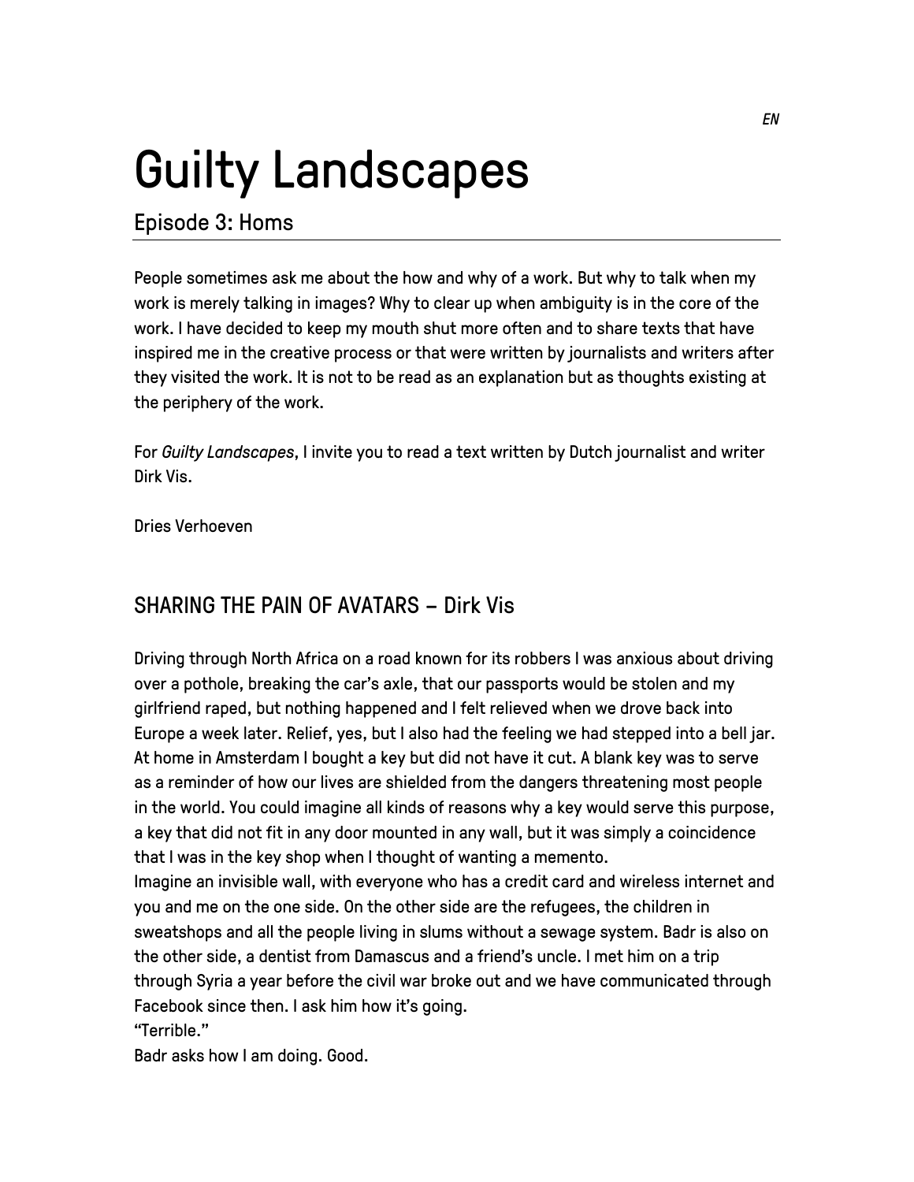# Guilty Landscapes

## Episode 3: Homs

People sometimes ask me about the how and why of a work. But why to talk when my work is merely talking in images? Why to clear up when ambiguity is in the core of the work. I have decided to keep my mouth shut more often and to share texts that have inspired me in the creative process or that were written by journalists and writers after they visited the work. It is not to be read as an explanation but as thoughts existing at the periphery of the work.

For *Guilty Landscapes*, I invite you to read a text written by Dutch journalist and writer Dirk Vis.

Dries Verhoeven

## SHARING THE PAIN OF AVATARS – Dirk Vis

Driving through North Africa on a road known for its robbers I was anxious about driving over a pothole, breaking the car's axle, that our passports would be stolen and my girlfriend raped, but nothing happened and I felt relieved when we drove back into Europe a week later. Relief, yes, but I also had the feeling we had stepped into a bell jar. At home in Amsterdam I bought a key but did not have it cut. A blank key was to serve as a reminder of how our lives are shielded from the dangers threatening most people in the world. You could imagine all kinds of reasons why a key would serve this purpose, a key that did not fit in any door mounted in any wall, but it was simply a coincidence that I was in the key shop when I thought of wanting a memento.

Imagine an invisible wall, with everyone who has a credit card and wireless internet and you and me on the one side. On the other side are the refugees, the children in sweatshops and all the people living in slums without a sewage system. Badr is also on the other side, a dentist from Damascus and a friend's uncle. I met him on a trip through Syria a year before the civil war broke out and we have communicated through Facebook since then. I ask him how it's going.

"Terrible."

Badr asks how I am doing. Good.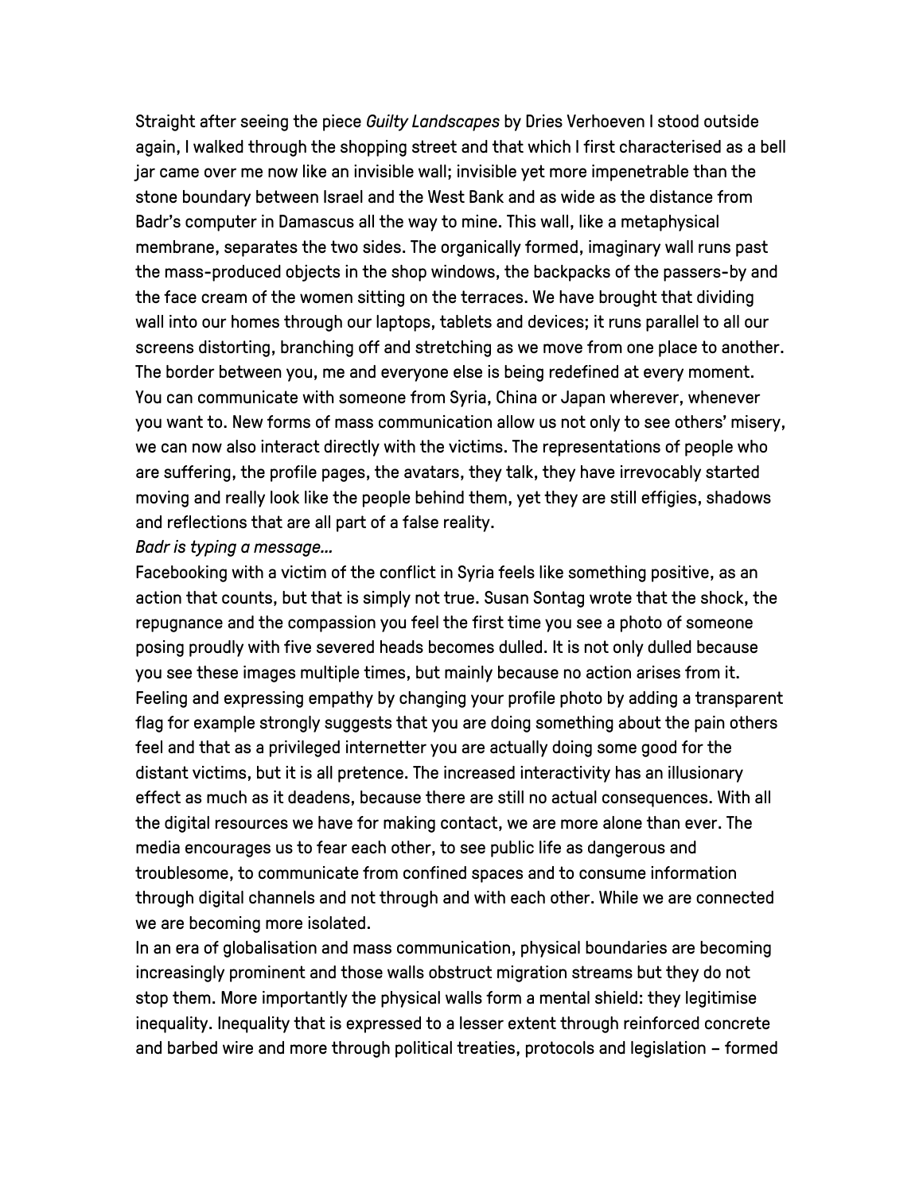Straight after seeing the piece *Guilty Landscapes* by Dries Verhoeven I stood outside again, I walked through the shopping street and that which I first characterised as a bell jar came over me now like an invisible wall; invisible yet more impenetrable than the stone boundary between Israel and the West Bank and as wide as the distance from Badr's computer in Damascus all the way to mine. This wall, like a metaphysical membrane, separates the two sides. The organically formed, imaginary wall runs past the mass-produced objects in the shop windows, the backpacks of the passers-by and the face cream of the women sitting on the terraces. We have brought that dividing wall into our homes through our laptops, tablets and devices; it runs parallel to all our screens distorting, branching off and stretching as we move from one place to another. The border between you, me and everyone else is being redefined at every moment. You can communicate with someone from Syria, China or Japan wherever, whenever you want to. New forms of mass communication allow us not only to see others' misery, we can now also interact directly with the victims. The representations of people who are suffering, the profile pages, the avatars, they talk, they have irrevocably started moving and really look like the people behind them, yet they are still effigies, shadows and reflections that are all part of a false reality.

*Badr is typing a message...*

Facebooking with a victim of the conflict in Syria feels like something positive, as an action that counts, but that is simply not true. Susan Sontag wrote that the shock, the repugnance and the compassion you feel the first time you see a photo of someone posing proudly with five severed heads becomes dulled. It is not only dulled because you see these images multiple times, but mainly because no action arises from it. Feeling and expressing empathy by changing your profile photo by adding a transparent flag for example strongly suggests that you are doing something about the pain others feel and that as a privileged internetter you are actually doing some good for the distant victims, but it is all pretence. The increased interactivity has an illusionary effect as much as it deadens, because there are still no actual consequences. With all the digital resources we have for making contact, we are more alone than ever. The media encourages us to fear each other, to see public life as dangerous and troublesome, to communicate from confined spaces and to consume information through digital channels and not through and with each other. While we are connected we are becoming more isolated.

In an era of globalisation and mass communication, physical boundaries are becoming increasingly prominent and those walls obstruct migration streams but they do not stop them. More importantly the physical walls form a mental shield: they legitimise inequality. Inequality that is expressed to a lesser extent through reinforced concrete and barbed wire and more through political treaties, protocols and legislation – formed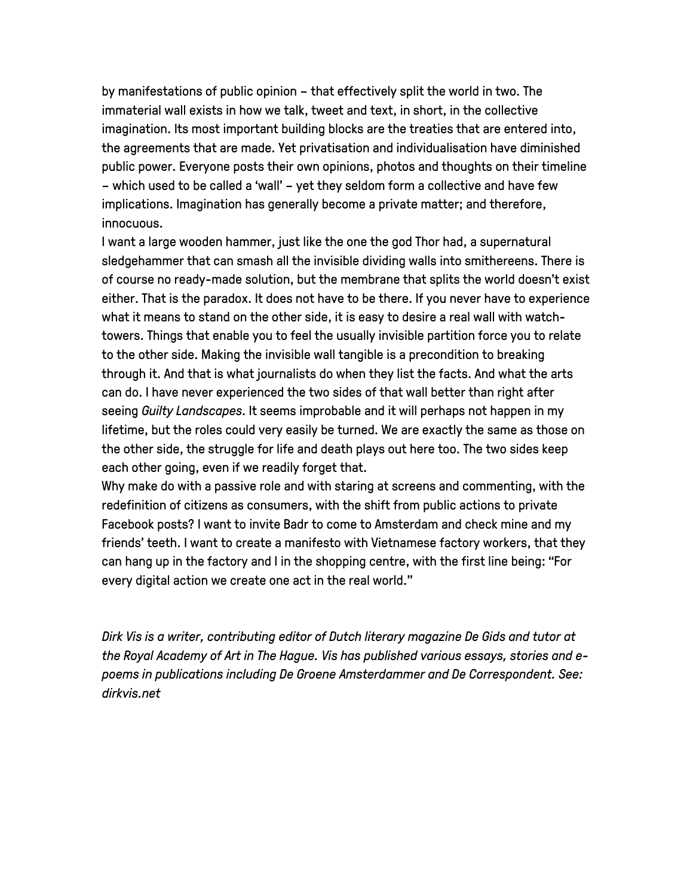by manifestations of public opinion – that effectively split the world in two. The immaterial wall exists in how we talk, tweet and text, in short, in the collective imagination. Its most important building blocks are the treaties that are entered into, the agreements that are made. Yet privatisation and individualisation have diminished public power. Everyone posts their own opinions, photos and thoughts on their timeline – which used to be called a 'wall' – yet they seldom form a collective and have few implications. Imagination has generally become a private matter; and therefore, innocuous.

I want a large wooden hammer, just like the one the god Thor had, a supernatural sledgehammer that can smash all the invisible dividing walls into smithereens. There is of course no ready-made solution, but the membrane that splits the world doesn't exist either. That is the paradox. It does not have to be there. If you never have to experience what it means to stand on the other side, it is easy to desire a real wall with watch-towers. Things that enable you to feel the usually invisible partition force you to relate to the other side. Making the invisible wall tangible is a precondition to breaking through it. And that is what journalists do when they list the facts. And what the arts can do. I have never experienced the two sides of that wall better than right after seeing *Guilty Landscapes*. It seems improbable and it will perhaps not happen in my lifetime, but the roles could very easily be turned. We are exactly the same as those on the other side, the struggle for life and death plays out here too. The two sides keep each other going, even if we readily forget that.

Why make do with a passive role and with staring at screens and commenting, with the redefinition of citizens as consumers, with the shift from public actions to private Facebook posts? I want to invite Badr to come to Amsterdam and check mine and my friends' teeth. I want to create a manifesto with Vietnamese factory workers, that they can hang up in the factory and I in the shopping centre, with the first line being: "For every digital action we create one act in the real world."

*Dirk Vis is a writer, contributing editor of Dutch literary magazine De Gids and tutor at the Royal Academy of Art in The Hague. Vis has published various essays, stories and e-poems in publications including De Groene Amsterdammer and De Correspondent. See: dirkvis.net*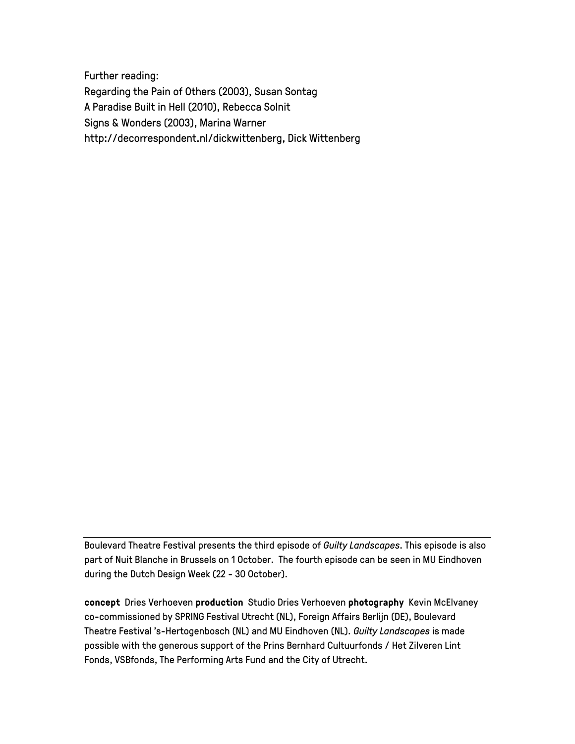Further reading:
Regarding the Pain of Others (2003), Susan Sontag
A Paradise Built in Hell (2010), Rebecca Solnit
Signs & Wonders (2003), Marina Warner
http://decorrespondent.nl/dickwittenberg, Dick Wittenberg

---

Boulevard Theatre Festival presents the third episode of *Guilty Landscapes*. This episode is also part of Nuit Blanche in Brussels on 1 October. The fourth episode can be seen in MU Eindhoven during the Dutch Design Week (22 - 30 October).

**concept** Dries Verhoeven **production** Studio Dries Verhoeven **photography** Kevin McElvaney co-commissioned by SPRING Festival Utrecht (NL), Foreign Affairs Berlijn (DE), Boulevard Theatre Festival 's-Hertogenbosch (NL) and MU Eindhoven (NL). *Guilty Landscapes* is made possible with the generous support of the Prins Bernhard Cultuurfonds / Het Zilveren Lint Fonds, VSBfonds, The Performing Arts Fund and the City of Utrecht.